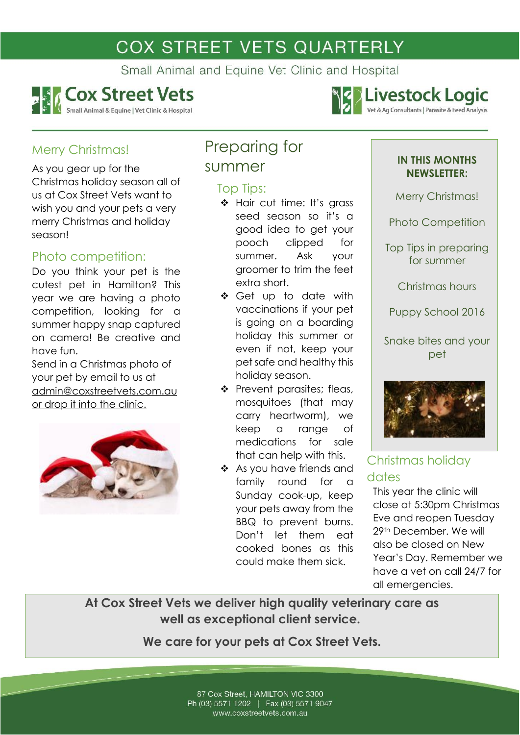# COX STREET VETS QUARTERLY

Small Animal and Equine Vet Clinic and Hospital

Cox Street Vets
Small Animal & Equine | Vet Clinic & Hospital

Livestock Logic
Vet & Ag Consultants | Parasite & Feed Analysis

## Merry Christmas!

As you gear up for the Christmas holiday season all of us at Cox Street Vets want to wish you and your pets a very merry Christmas and holiday season!

## Photo competition:

Do you think your pet is the cutest pet in Hamilton? This year we are having a photo competition, looking for a summer happy snap captured on camera! Be creative and have fun.

Send in a Christmas photo of your pet by email to us at admin@coxstreetvets.com.au or drop it into the clinic.

## Preparing for summer

### Top Tips:

- Hair cut time: It's grass seed season so it's a good idea to get your pooch clipped for summer. Ask your groomer to trim the feet extra short.
- Get up to date with vaccinations if your pet is going on a boarding holiday this summer or even if not, keep your pet safe and healthy this holiday season.
- Prevent parasites; fleas, mosquitoes (that may carry heartworm), we keep a range of medications for sale that can help with this.
- As you have friends and family round for a Sunday cook-up, keep your pets away from the BBQ to prevent burns. Don't let them eat cooked bones as this could make them sick.

**IN THIS MONTHS NEWSLETTER:**

- Merry Christmas!
- Photo Competition
- Top Tips in preparing for summer
- Christmas hours
- Puppy School 2016
- Snake bites and your pet

## Christmas holiday dates

This year the clinic will close at 5:30pm Christmas Eve and reopen Tuesday 29th December. We will also be closed on New Year's Day. Remember we have a vet on call 24/7 for all emergencies.

**At Cox Street Vets we deliver high quality veterinary care as well as exceptional client service.**

**We care for your pets at Cox Street Vets.**

87 Cox Street, HAMILTON VIC 3300
Ph (03) 5571 1202 | Fax (03) 5571 9047
www.coxstreetvets.com.au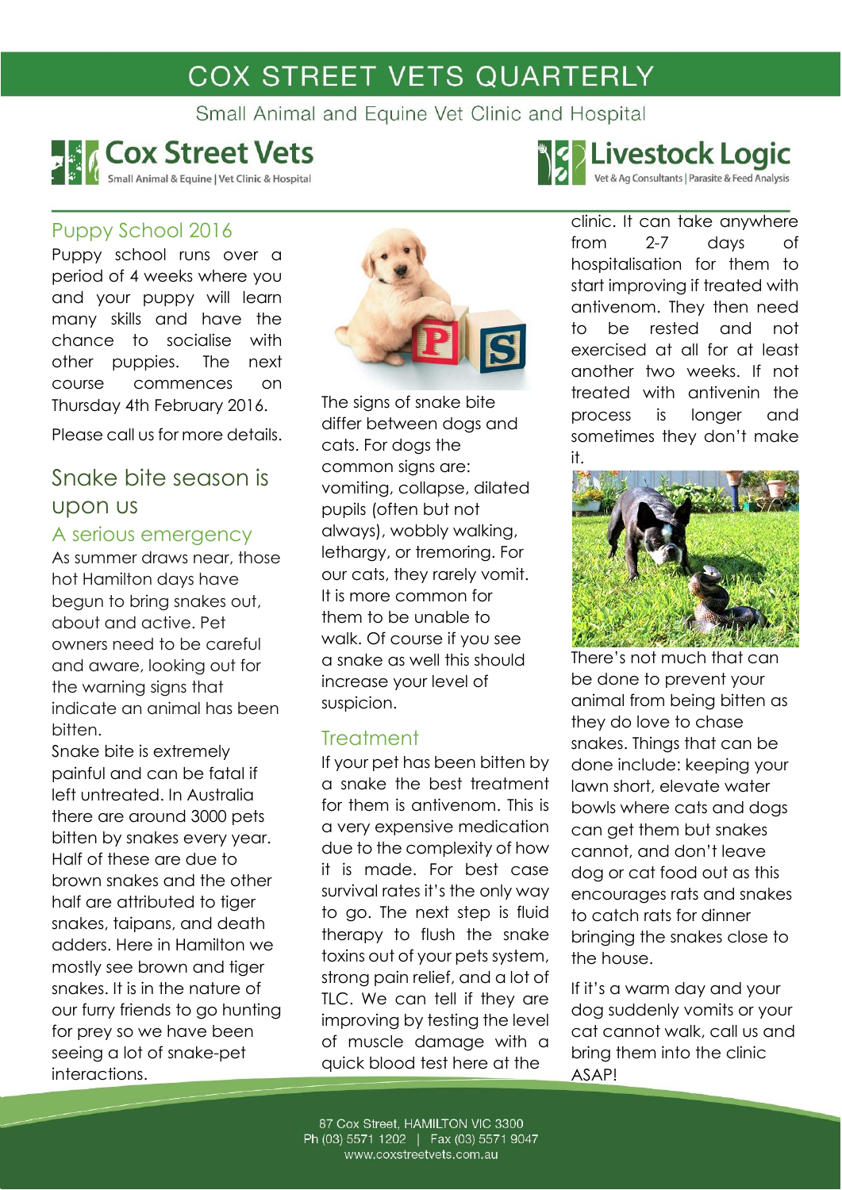# COX STREET VETS QUARTERLY

Small Animal and Equine Vet Clinic and Hospital

## Puppy School 2016

Puppy school runs over a period of 4 weeks where you and your puppy will learn many skills and have the chance to socialise with other puppies. The next course commences on Thursday 4th February 2016.

Please call us for more details.

## Snake bite season is upon us

### A serious emergency

As summer draws near, those hot Hamilton days have begun to bring snakes out, about and active. Pet owners need to be careful and aware, looking out for the warning signs that indicate an animal has been bitten.

Snake bite is extremely painful and can be fatal if left untreated. In Australia there are around 3000 pets bitten by snakes every year. Half of these are due to brown snakes and the other half are attributed to tiger snakes, taipans, and death adders. Here in Hamilton we mostly see brown and tiger snakes. It is in the nature of our furry friends to go hunting for prey so we have been seeing a lot of snake-pet interactions.

The signs of snake bite differ between dogs and cats. For dogs the common signs are: vomiting, collapse, dilated pupils (often but not always), wobbly walking, lethargy, or tremoring. For our cats, they rarely vomit. It is more common for them to be unable to walk. Of course if you see a snake as well this should increase your level of suspicion.

### Treatment

If your pet has been bitten by a snake the best treatment for them is antivenom. This is a very expensive medication due to the complexity of how it is made. For best case survival rates it's the only way to go. The next step is fluid therapy to flush the snake toxins out of your pets system, strong pain relief, and a lot of TLC. We can tell if they are improving by testing the level of muscle damage with a quick blood test here at the clinic. It can take anywhere from 2-7 days of hospitalisation for them to start improving if treated with antivenom. They then need to be rested and not exercised at all for at least another two weeks. If not treated with antivenin the process is longer and sometimes they don't make it.

There's not much that can be done to prevent your animal from being bitten as they do love to chase snakes. Things that can be done include: keeping your lawn short, elevate water bowls where cats and dogs can get them but snakes cannot, and don't leave dog or cat food out as this encourages rats and snakes to catch rats for dinner bringing the snakes close to the house.

If it's a warm day and your dog suddenly vomits or your cat cannot walk, call us and bring them into the clinic ASAP!

87 Cox Street, HAMILTON VIC 3300
Ph (03) 5571 1202 | Fax (03) 5571 9047
www.coxstreetvets.com.au